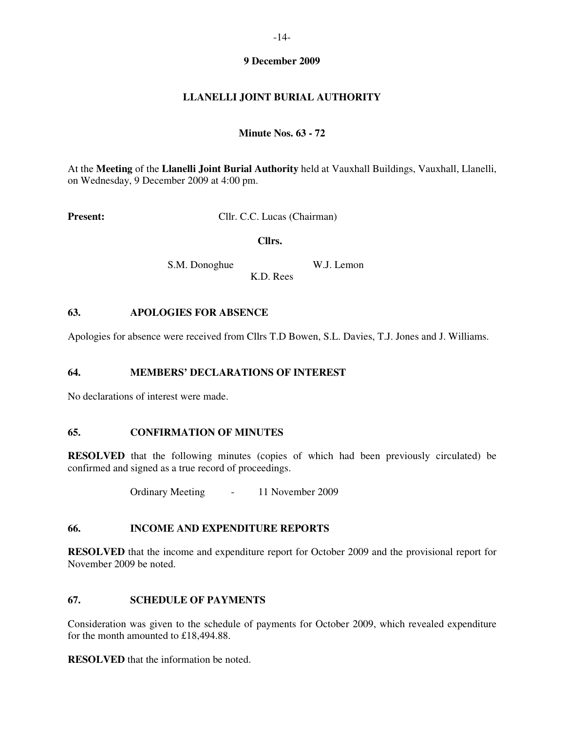**9 December 2009**

# LLANELLI JOINT BURIAL AUTHORITY

**Minute Nos. 63 - 72**

At the **Meeting** of the **Llanelli Joint Burial Authority** held at Vauxhall Buildings, Vauxhall, Llanelli, on Wednesday, 9 December 2009 at 4:00 pm.

**Present:** Cllr. C.C. Lucas (Chairman)

**Cllrs.**

S.M. Donoghue
W.J. Lemon
K.D. Rees

## 63. APOLOGIES FOR ABSENCE

Apologies for absence were received from Cllrs T.D Bowen, S.L. Davies, T.J. Jones and J. Williams.

## 64. MEMBERS' DECLARATIONS OF INTEREST

No declarations of interest were made.

## 65. CONFIRMATION OF MINUTES

**RESOLVED** that the following minutes (copies of which had been previously circulated) be confirmed and signed as a true record of proceedings.

Ordinary Meeting - 11 November 2009

## 66. INCOME AND EXPENDITURE REPORTS

**RESOLVED** that the income and expenditure report for October 2009 and the provisional report for November 2009 be noted.

## 67. SCHEDULE OF PAYMENTS

Consideration was given to the schedule of payments for October 2009, which revealed expenditure for the month amounted to £18,494.88.

**RESOLVED** that the information be noted.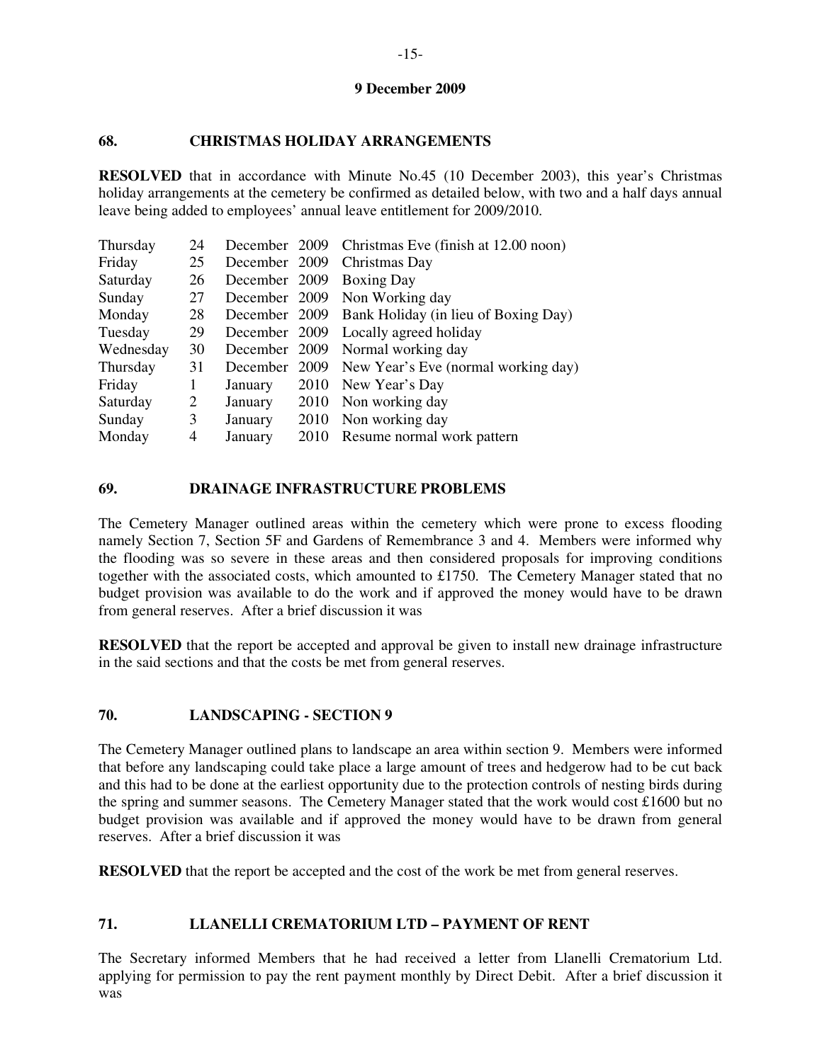**9 December 2009**

## 68. CHRISTMAS HOLIDAY ARRANGEMENTS

**RESOLVED** that in accordance with Minute No.45 (10 December 2003), this year's Christmas holiday arrangements at the cemetery be confirmed as detailed below, with two and a half days annual leave being added to employees' annual leave entitlement for 2009/2010.

| | | | | |
|---|---|---|---|---|
| Thursday | 24 | December | 2009 | Christmas Eve (finish at 12.00 noon) |
| Friday | 25 | December | 2009 | Christmas Day |
| Saturday | 26 | December | 2009 | Boxing Day |
| Sunday | 27 | December | 2009 | Non Working day |
| Monday | 28 | December | 2009 | Bank Holiday (in lieu of Boxing Day) |
| Tuesday | 29 | December | 2009 | Locally agreed holiday |
| Wednesday | 30 | December | 2009 | Normal working day |
| Thursday | 31 | December | 2009 | New Year's Eve (normal working day) |
| Friday | 1 | January | 2010 | New Year's Day |
| Saturday | 2 | January | 2010 | Non working day |
| Sunday | 3 | January | 2010 | Non working day |
| Monday | 4 | January | 2010 | Resume normal work pattern |

## 69. DRAINAGE INFRASTRUCTURE PROBLEMS

The Cemetery Manager outlined areas within the cemetery which were prone to excess flooding namely Section 7, Section 5F and Gardens of Remembrance 3 and 4. Members were informed why the flooding was so severe in these areas and then considered proposals for improving conditions together with the associated costs, which amounted to £1750. The Cemetery Manager stated that no budget provision was available to do the work and if approved the money would have to be drawn from general reserves. After a brief discussion it was

**RESOLVED** that the report be accepted and approval be given to install new drainage infrastructure in the said sections and that the costs be met from general reserves.

## 70. LANDSCAPING - SECTION 9

The Cemetery Manager outlined plans to landscape an area within section 9. Members were informed that before any landscaping could take place a large amount of trees and hedgerow had to be cut back and this had to be done at the earliest opportunity due to the protection controls of nesting birds during the spring and summer seasons. The Cemetery Manager stated that the work would cost £1600 but no budget provision was available and if approved the money would have to be drawn from general reserves. After a brief discussion it was

**RESOLVED** that the report be accepted and the cost of the work be met from general reserves.

## 71. LLANELLI CREMATORIUM LTD – PAYMENT OF RENT

The Secretary informed Members that he had received a letter from Llanelli Crematorium Ltd. applying for permission to pay the rent payment monthly by Direct Debit. After a brief discussion it was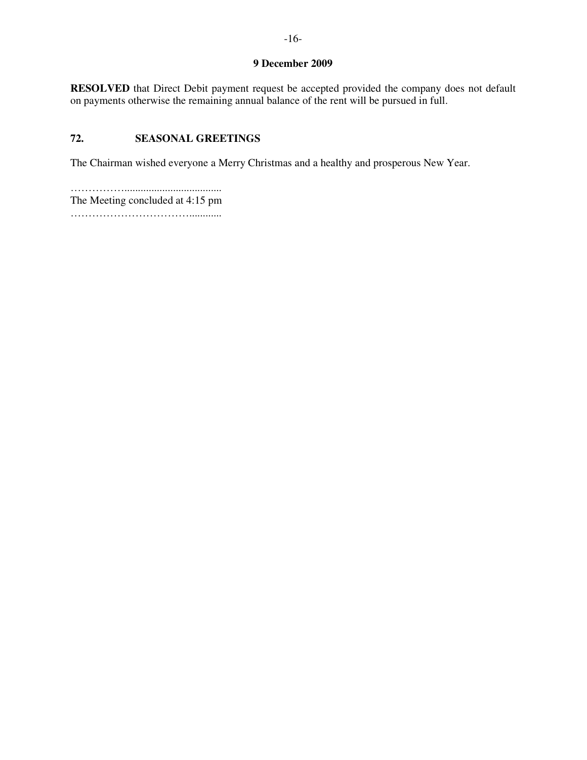**9 December 2009**

**RESOLVED** that Direct Debit payment request be accepted provided the company does not default on payments otherwise the remaining annual balance of the rent will be pursued in full.

## 72. SEASONAL GREETINGS

The Chairman wished everyone a Merry Christmas and a healthy and prosperous New Year.

……………...................................
The Meeting concluded at 4:15 pm
……………………………............